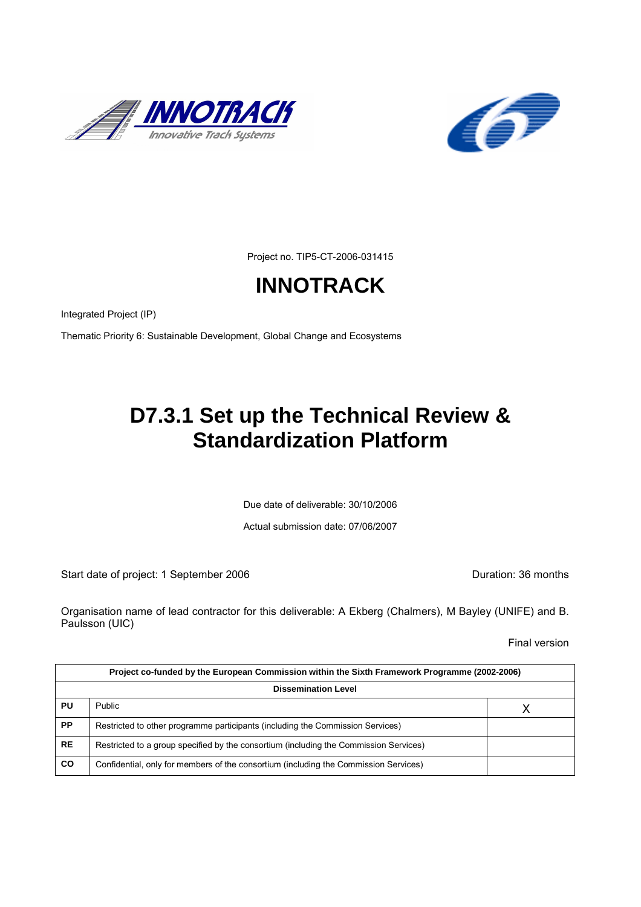Project no. TIP5-CT-2006-031415

# INNOTRACK

Integrated Project (IP)

Thematic Priority 6: Sustainable Development, Global Change and Ecosystems

# D7.3.1 Set up the Technical Review & Standardization Platform

Due date of deliverable: 30/10/2006

Actual submission date: 07/06/2007

Start date of project: 1 September 2006

Duration: 36 months

Organisation name of lead contractor for this deliverable: A Ekberg (Chalmers), M Bayley (UNIFE) and B. Paulsson (UIC)

Final version

| Project co-funded by the European Commission within the Sixth Framework Programme (2002-2006) | | |
|---|---|---|
| **Dissemination Level** | | |
| **PU** | Public | X |
| **PP** | Restricted to other programme participants (including the Commission Services) | |
| **RE** | Restricted to a group specified by the consortium (including the Commission Services) | |
| **CO** | Confidential, only for members of the consortium (including the Commission Services) | |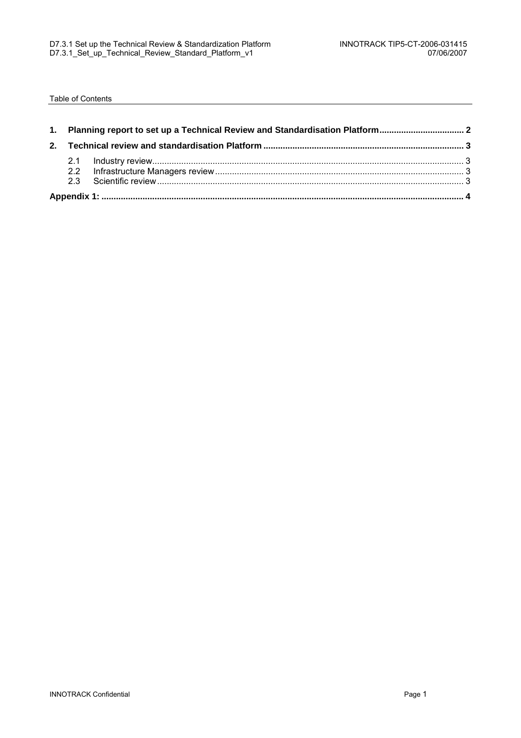Table of Contents

| | | |
|---|---|---|
| **1.** | **Planning report to set up a Technical Review and Standardisation Platform** | **2** |
| **2.** | **Technical review and standardisation Platform** | **3** |
| 2.1 | Industry review | 3 |
| 2.2 | Infrastructure Managers review | 3 |
| 2.3 | Scientific review | 3 |
| **Appendix 1:** | | **4** |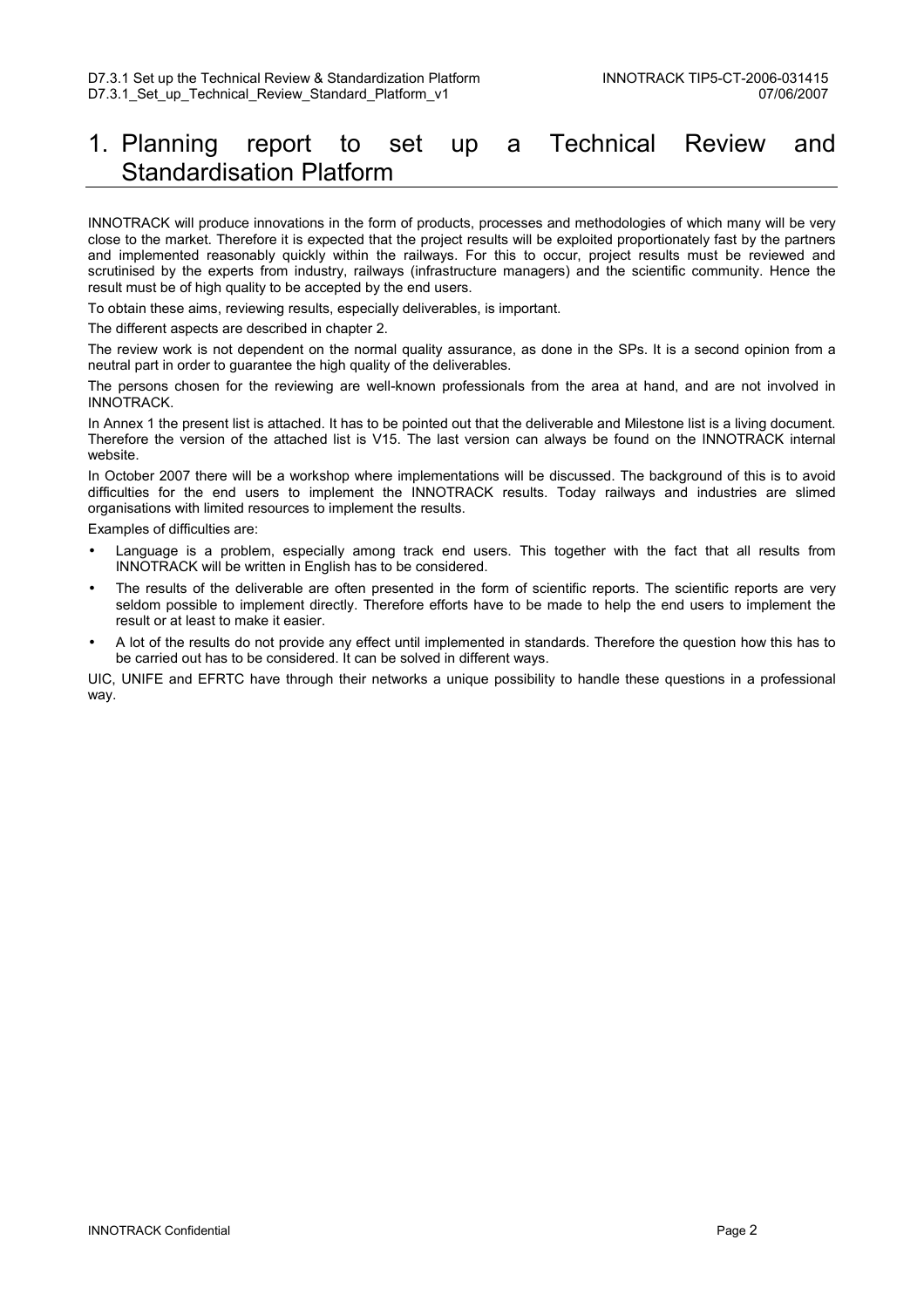# 1. Planning report to set up a Technical Review and Standardisation Platform

INNOTRACK will produce innovations in the form of products, processes and methodologies of which many will be very close to the market. Therefore it is expected that the project results will be exploited proportionately fast by the partners and implemented reasonably quickly within the railways. For this to occur, project results must be reviewed and scrutinised by the experts from industry, railways (infrastructure managers) and the scientific community. Hence the result must be of high quality to be accepted by the end users.

To obtain these aims, reviewing results, especially deliverables, is important.

The different aspects are described in chapter 2.

The review work is not dependent on the normal quality assurance, as done in the SPs. It is a second opinion from a neutral part in order to guarantee the high quality of the deliverables.

The persons chosen for the reviewing are well-known professionals from the area at hand, and are not involved in INNOTRACK.

In Annex 1 the present list is attached. It has to be pointed out that the deliverable and Milestone list is a living document. Therefore the version of the attached list is V15. The last version can always be found on the INNOTRACK internal website.

In October 2007 there will be a workshop where implementations will be discussed. The background of this is to avoid difficulties for the end users to implement the INNOTRACK results. Today railways and industries are slimed organisations with limited resources to implement the results.

Examples of difficulties are:

- Language is a problem, especially among track end users. This together with the fact that all results from INNOTRACK will be written in English has to be considered.
- The results of the deliverable are often presented in the form of scientific reports. The scientific reports are very seldom possible to implement directly. Therefore efforts have to be made to help the end users to implement the result or at least to make it easier.
- A lot of the results do not provide any effect until implemented in standards. Therefore the question how this has to be carried out has to be considered. It can be solved in different ways.

UIC, UNIFE and EFRTC have through their networks a unique possibility to handle these questions in a professional way.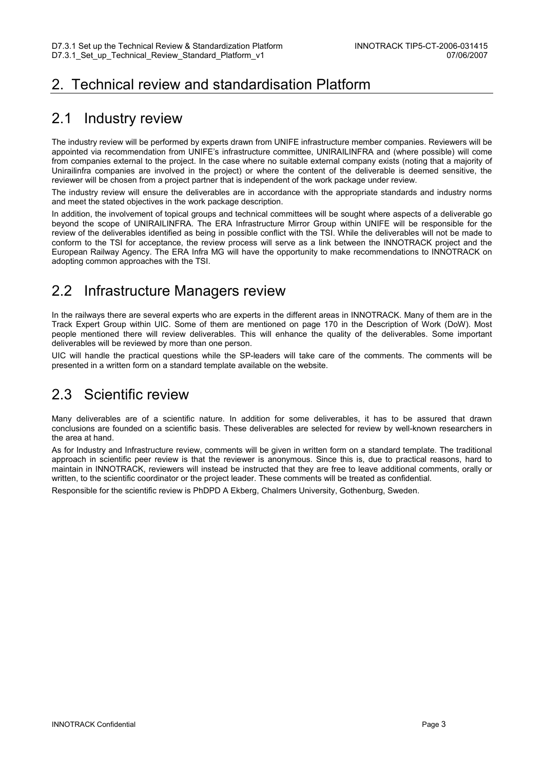# 2. Technical review and standardisation Platform

## 2.1 Industry review

The industry review will be performed by experts drawn from UNIFE infrastructure member companies. Reviewers will be appointed via recommendation from UNIFE's infrastructure committee, UNIRAILINFRA and (where possible) will come from companies external to the project. In the case where no suitable external company exists (noting that a majority of Unirailinfra companies are involved in the project) or where the content of the deliverable is deemed sensitive, the reviewer will be chosen from a project partner that is independent of the work package under review.

The industry review will ensure the deliverables are in accordance with the appropriate standards and industry norms and meet the stated objectives in the work package description.

In addition, the involvement of topical groups and technical committees will be sought where aspects of a deliverable go beyond the scope of UNIRAILINFRA. The ERA Infrastructure Mirror Group within UNIFE will be responsible for the review of the deliverables identified as being in possible conflict with the TSI. While the deliverables will not be made to conform to the TSI for acceptance, the review process will serve as a link between the INNOTRACK project and the European Railway Agency. The ERA Infra MG will have the opportunity to make recommendations to INNOTRACK on adopting common approaches with the TSI.

## 2.2 Infrastructure Managers review

In the railways there are several experts who are experts in the different areas in INNOTRACK. Many of them are in the Track Expert Group within UIC. Some of them are mentioned on page 170 in the Description of Work (DoW). Most people mentioned there will review deliverables. This will enhance the quality of the deliverables. Some important deliverables will be reviewed by more than one person.

UIC will handle the practical questions while the SP-leaders will take care of the comments. The comments will be presented in a written form on a standard template available on the website.

## 2.3 Scientific review

Many deliverables are of a scientific nature. In addition for some deliverables, it has to be assured that drawn conclusions are founded on a scientific basis. These deliverables are selected for review by well-known researchers in the area at hand.

As for Industry and Infrastructure review, comments will be given in written form on a standard template. The traditional approach in scientific peer review is that the reviewer is anonymous. Since this is, due to practical reasons, hard to maintain in INNOTRACK, reviewers will instead be instructed that they are free to leave additional comments, orally or written, to the scientific coordinator or the project leader. These comments will be treated as confidential.

Responsible for the scientific review is PhDPD A Ekberg, Chalmers University, Gothenburg, Sweden.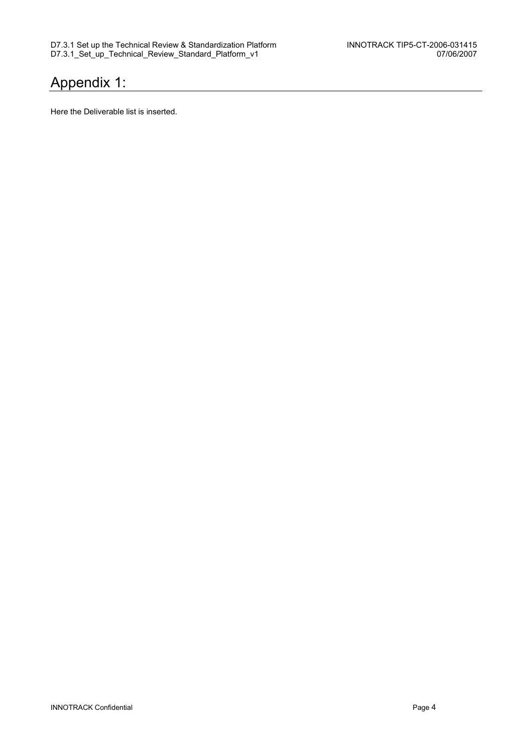# Appendix 1:

Here the Deliverable list is inserted.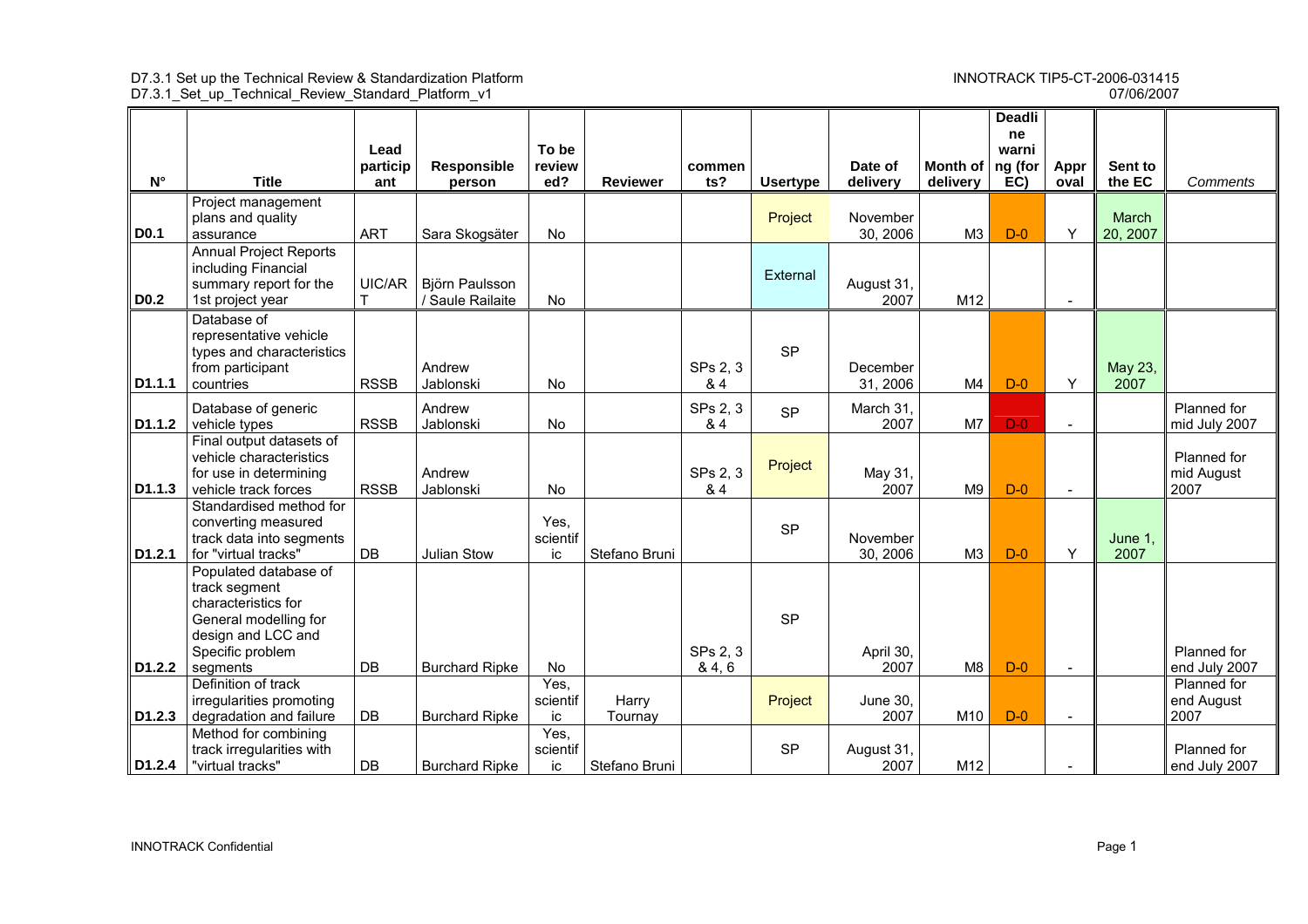| N° | Title | Lead participant | Responsible person | To be reviewed? | Reviewer | comments? | Usertype | Date of delivery | Month of delivery | Deadline warning (for EC) | Approval | Sent to the EC | *Comments* |
|---|---|---|---|---|---|---|---|---|---|---|---|---|---|
| D0.1 | Project management plans and quality assurance | ART | Sara Skogsäter | No | | | Project | November 30, 2006 | M3 | D-0 | Y | March 20, 2007 | |
| D0.2 | Annual Project Reports including Financial summary report for the 1st project year | UIC/ART | Björn Paulsson / Saule Railaite | No | | | External | August 31, 2007 | M12 | | - | | |
| D1.1.1 | Database of representative vehicle types and characteristics from participant countries | RSSB | Andrew Jablonski | No | | SPs 2, 3 & 4 | SP | December 31, 2006 | M4 | D-0 | Y | May 23, 2007 | |
| D1.1.2 | Database of generic vehicle types | RSSB | Andrew Jablonski | No | | SPs 2, 3 & 4 | SP | March 31, 2007 | M7 | D-0 | - | | Planned for mid July 2007 |
| D1.1.3 | Final output datasets of vehicle characteristics for use in determining vehicle track forces | RSSB | Andrew Jablonski | No | | SPs 2, 3 & 4 | Project | May 31, 2007 | M9 | D-0 | - | | Planned for mid August 2007 |
| D1.2.1 | Standardised method for converting measured track data into segments for "virtual tracks" | DB | Julian Stow | Yes, scientific | Stefano Bruni | | SP | November 30, 2006 | M3 | D-0 | Y | June 1, 2007 | |
| D1.2.2 | Populated database of track segment characteristics for General modelling for design and LCC and Specific problem segments | DB | Burchard Ripke | No | | SPs 2, 3 & 4, 6 | SP | April 30, 2007 | M8 | D-0 | - | | Planned for end July 2007 |
| D1.2.3 | Definition of track irregularities promoting degradation and failure | DB | Burchard Ripke | Yes, scientific | Harry Tournay | | Project | June 30, 2007 | M10 | D-0 | - | | Planned for end August 2007 |
| D1.2.4 | Method for combining track irregularities with "virtual tracks" | DB | Burchard Ripke | Yes, scientific | Stefano Bruni | | SP | August 31, 2007 | M12 | | - | | Planned for end July 2007 |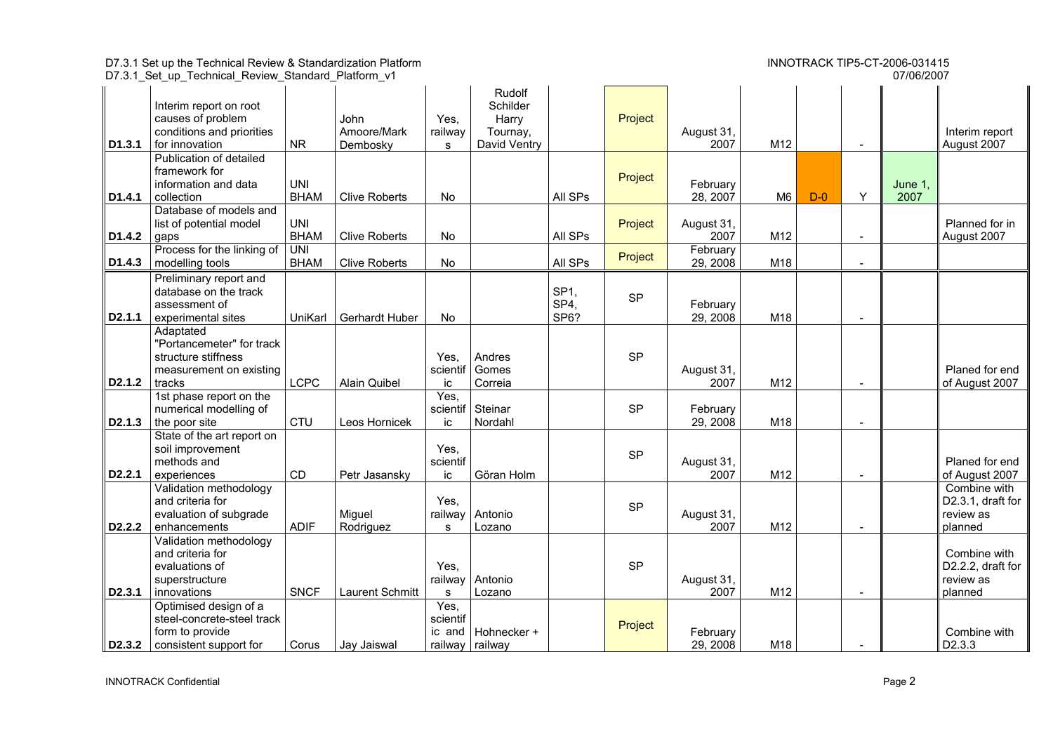| | | | | | | | | | | | | | |
|---|---|---|---|---|---|---|---|---|---|---|---|---|---|
| D1.3.1 | Interim report on root causes of problem conditions and priorities for innovation | NR | John Amoore/Mark Dembosky | Yes, railways | Rudolf Schilder Harry Tournay, David Ventry | | Project | August 31, 2007 | M12 | | - | | Interim report August 2007 |
| D1.4.1 | Publication of detailed framework for information and data collection | UNI BHAM | Clive Roberts | No | | All SPs | Project | February 28, 2007 | M6 | D-0 | Y | June 1, 2007 | |
| D1.4.2 | Database of models and list of potential model gaps | UNI BHAM | Clive Roberts | No | | All SPs | Project | August 31, 2007 | M12 | | - | | Planned for in August 2007 |
| D1.4.3 | Process for the linking of modelling tools | UNI BHAM | Clive Roberts | No | | All SPs | Project | February 29, 2008 | M18 | | - | | |
| D2.1.1 | Preliminary report and database on the track assessment of experimental sites | UniKarl | Gerhardt Huber | No | | SP1, SP4, SP6? | SP | February 29, 2008 | M18 | | - | | |
| D2.1.2 | Adaptated "Portancemeter" for track structure stiffness measurement on existing tracks | LCPC | Alain Quibel | Yes, scientific | Andres Gomes Correia | | SP | August 31, 2007 | M12 | | - | | Planed for end of August 2007 |
| D2.1.3 | 1st phase report on the numerical modelling of the poor site | CTU | Leos Hornicek | Yes, scientific | Steinar Nordahl | | SP | February 29, 2008 | M18 | | - | | |
| D2.2.1 | State of the art report on soil improvement methods and experiences | CD | Petr Jasansky | Yes, scientific | Göran Holm | | SP | August 31, 2007 | M12 | | - | | Planed for end of August 2007 |
| D2.2.2 | Validation methodology and criteria for evaluation of subgrade enhancements | ADIF | Miguel Rodriguez | Yes, railways | Antonio Lozano | | SP | August 31, 2007 | M12 | | - | | Combine with D2.3.1, draft for review as planned |
| D2.3.1 | Validation methodology and criteria for evaluations of superstructure innovations | SNCF | Laurent Schmitt | Yes, railways | Antonio Lozano | | SP | August 31, 2007 | M12 | | - | | Combine with D2.2.2, draft for review as planned |
| D2.3.2 | Optimised design of a steel-concrete-steel track form to provide consistent support for | Corus | Jay Jaiswal | Yes, scientific and railway | Hohnecker + railway | | Project | February 29, 2008 | M18 | | - | | Combine with D2.3.3 |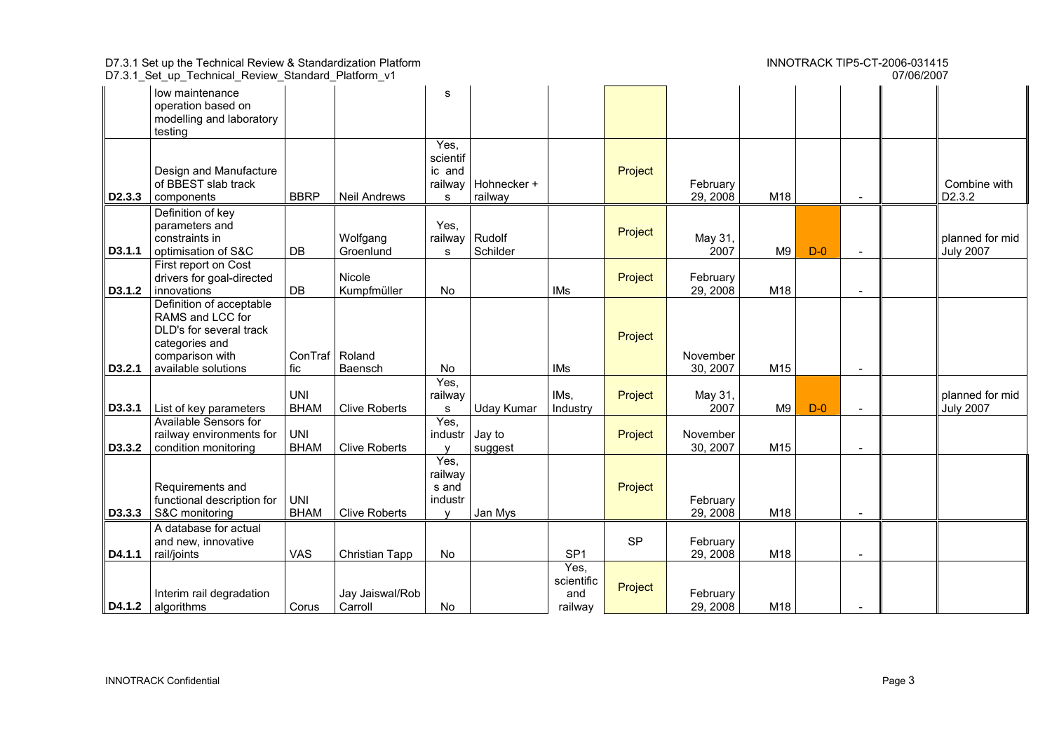| | | | | | | | | | | | | | |
|---|---|---|---|---|---|---|---|---|---|---|---|---|---|
| | low maintenance operation based on modelling and laboratory testing | | | s | | | | | | | | | |
| D2.3.3 | Design and Manufacture of BBEST slab track components | BBRP | Neil Andrews | Yes, scientific and railways | Hohnecker + railway | | Project | February 29, 2008 | M18 | | - | | Combine with D2.3.2 |
| D3.1.1 | Definition of key parameters and constraints in optimisation of S&C | DB | Wolfgang Groenlund | Yes, railways | Rudolf Schilder | | Project | May 31, 2007 | M9 | D-0 | - | | planned for mid July 2007 |
| D3.1.2 | First report on Cost drivers for goal-directed innovations | DB | Nicole Kumpfmüller | No | | IMs | Project | February 29, 2008 | M18 | | - | | |
| D3.2.1 | Definition of acceptable RAMS and LCC for DLD's for several track categories and comparison with available solutions | ConTraffic | Roland Baensch | No | | IMs | Project | November 30, 2007 | M15 | | - | | |
| D3.3.1 | List of key parameters | UNI BHAM | Clive Roberts | Yes, railways | Uday Kumar | IMs, Industry | Project | May 31, 2007 | M9 | D-0 | - | | planned for mid July 2007 |
| D3.3.2 | Available Sensors for railway environments for condition monitoring | UNI BHAM | Clive Roberts | Yes, industry | Jay to suggest | | Project | November 30, 2007 | M15 | | - | | |
| D3.3.3 | Requirements and functional description for S&C monitoring | UNI BHAM | Clive Roberts | Yes, railways and industry | Jan Mys | | Project | February 29, 2008 | M18 | | - | | |
| D4.1.1 | A database for actual and new, innovative rail/joints | VAS | Christian Tapp | No | | SP1 | SP | February 29, 2008 | M18 | | - | | |
| D4.1.2 | Interim rail degradation algorithms | Corus | Jay Jaiswal/Rob Carroll | No | | Yes, scientific and railway | Project | February 29, 2008 | M18 | | - | | |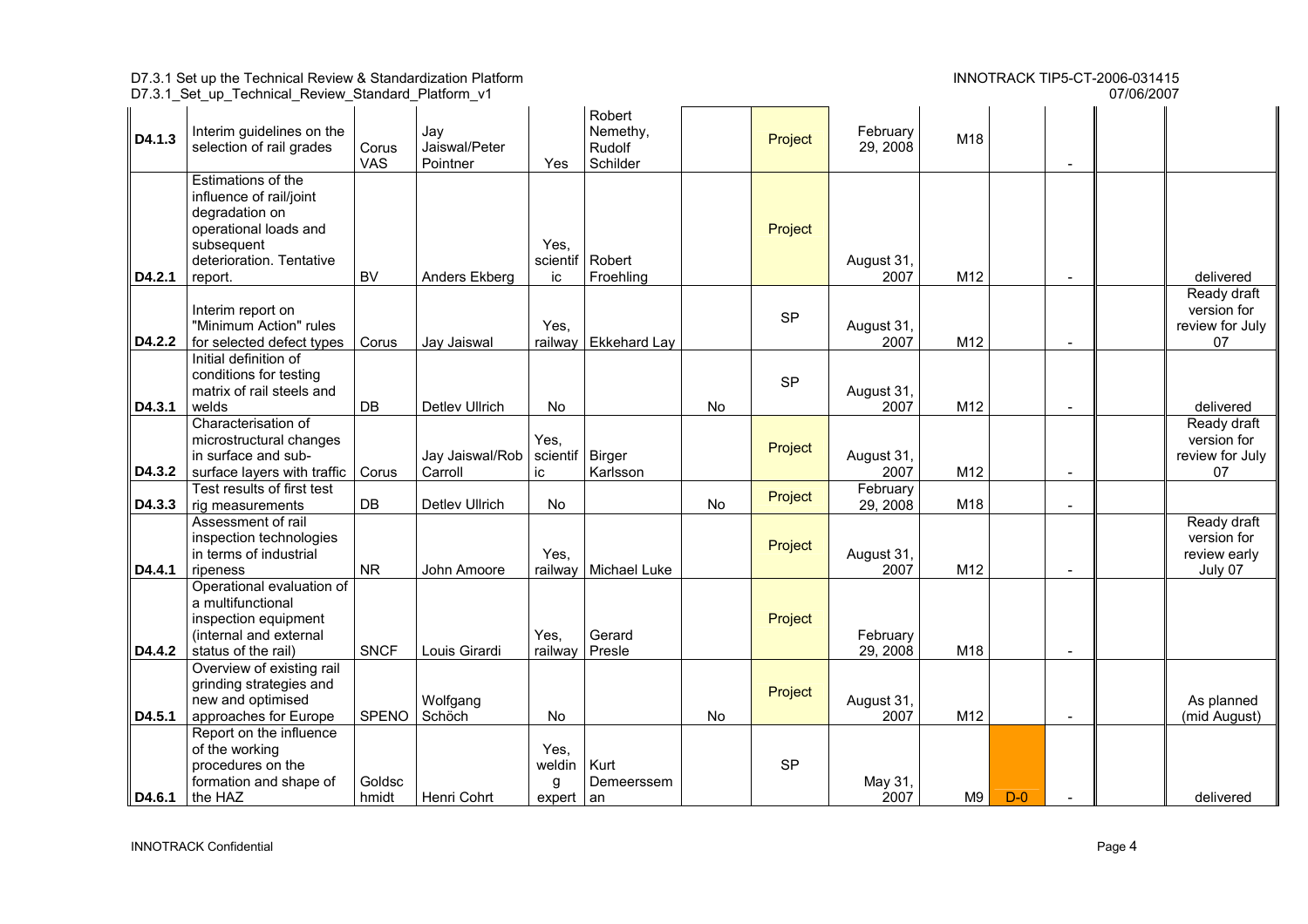| | | | | | | | | | | | | | |
|---|---|---|---|---|---|---|---|---|---|---|---|---|---|
| D4.1.3 | Interim guidelines on the selection of rail grades | Corus VAS | Jay Jaiswal/Peter Pointner | Yes | Robert Nemethy, Rudolf Schilder | | Project | February 29, 2008 | M18 | | - | | |
| D4.2.1 | Estimations of the influence of rail/joint degradation on operational loads and subsequent deterioration. Tentative report. | BV | Anders Ekberg | Yes, scientific | Robert Froehling | | Project | August 31, 2007 | M12 | | - | | delivered |
| D4.2.2 | Interim report on "Minimum Action" rules for selected defect types | Corus | Jay Jaiswal | Yes, railway | Ekkehard Lay | | SP | August 31, 2007 | M12 | | - | | Ready draft version for review for July 07 |
| D4.3.1 | Initial definition of conditions for testing matrix of rail steels and welds | DB | Detlev Ullrich | No | | No | SP | August 31, 2007 | M12 | | - | | delivered |
| D4.3.2 | Characterisation of microstructural changes in surface and sub-surface layers with traffic | Corus | Jay Jaiswal/Rob Carroll | Yes, scientific | Birger Karlsson | | Project | August 31, 2007 | M12 | | - | | Ready draft version for review for July 07 |
| D4.3.3 | Test results of first test rig measurements | DB | Detlev Ullrich | No | | No | Project | February 29, 2008 | M18 | | - | | |
| D4.4.1 | Assessment of rail inspection technologies in terms of industrial ripeness | NR | John Amoore | Yes, railway | Michael Luke | | Project | August 31, 2007 | M12 | | - | | Ready draft version for review early July 07 |
| D4.4.2 | Operational evaluation of a multifunctional inspection equipment (internal and external status of the rail) | SNCF | Louis Girardi | Yes, railway | Gerard Presle | | Project | February 29, 2008 | M18 | | - | | |
| D4.5.1 | Overview of existing rail grinding strategies and new and optimised approaches for Europe | SPENO | Wolfgang Schöch | No | | No | Project | August 31, 2007 | M12 | | - | | As planned (mid August) |
| D4.6.1 | Report on the influence of the working procedures on the formation and shape of the HAZ | Goldschmidt | Henri Cohrt | Yes, welding expert | Kurt Demeerssem an | | SP | May 31, 2007 | M9 | D-0 | - | | delivered |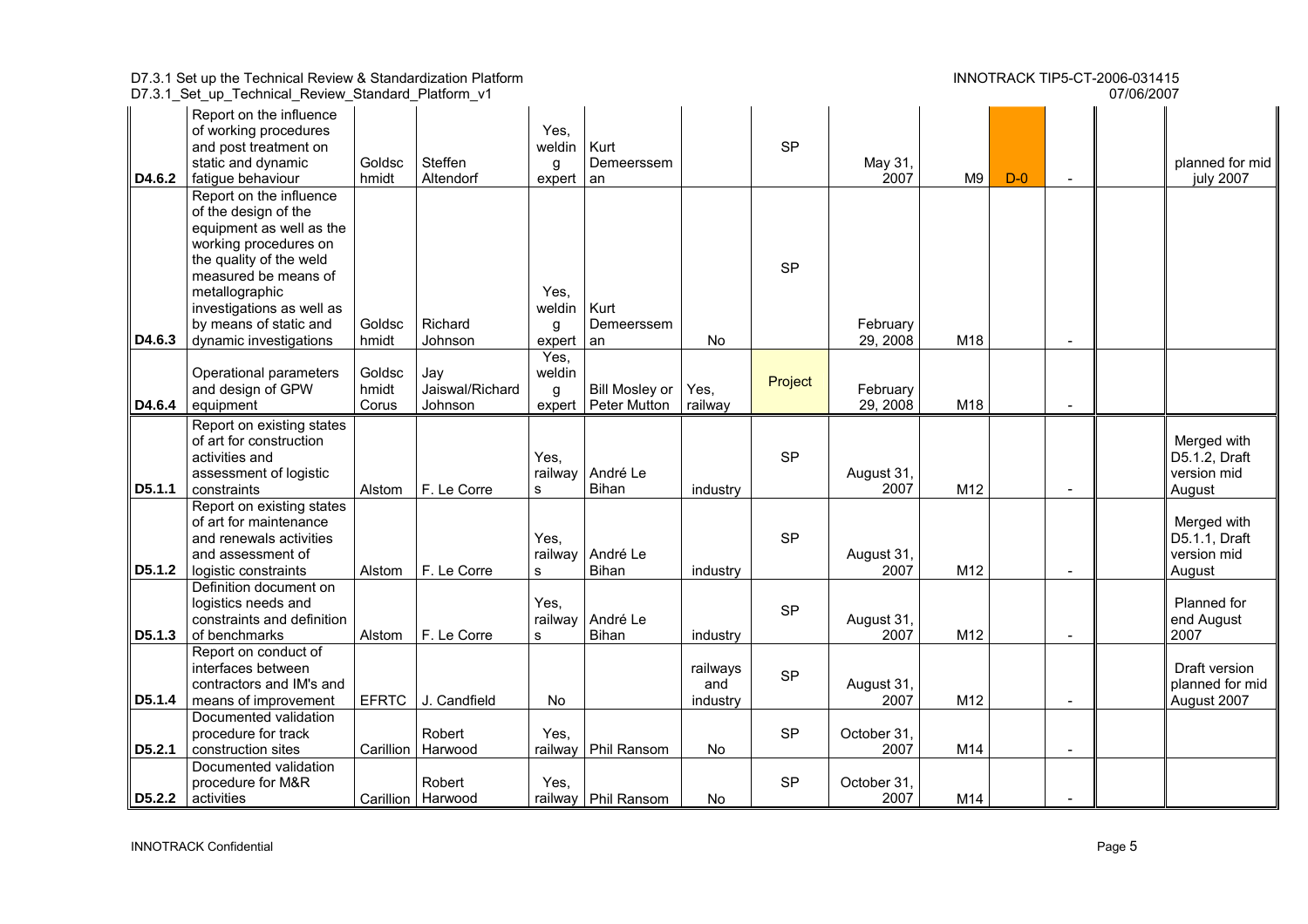| | | | | | | | | | | | | | |
|---|---|---|---|---|---|---|---|---|---|---|---|---|---|
| D4.6.2 | Report on the influence of working procedures and post treatment on static and dynamic fatigue behaviour | Goldschmidt | Steffen Altendorf | Yes, welding expert | Kurt Demeerssem an | | SP | May 31, 2007 | M9 | D-0 | - | | planned for mid july 2007 |
| D4.6.3 | Report on the influence of the design of the equipment as well as the working procedures on the quality of the weld measured be means of metallographic investigations as well as by means of static and dynamic investigations | Goldschmidt | Richard Johnson | Yes, welding expert | Kurt Demeerssem an | No | SP | February 29, 2008 | M18 | | - | | |
| D4.6.4 | Operational parameters and design of GPW equipment | Goldschmidt Corus | Jay Jaiswal/Richard Johnson | Yes, welding expert | Bill Mosley or Peter Mutton | Yes, railway | Project | February 29, 2008 | M18 | | - | | |
| D5.1.1 | Report on existing states of art for construction activities and assessment of logistic constraints | Alstom | F. Le Corre | Yes, railways | André Le Bihan | industry | SP | August 31, 2007 | M12 | | - | | Merged with D5.1.2, Draft version mid August |
| D5.1.2 | Report on existing states of art for maintenance and renewals activities and assessment of logistic constraints | Alstom | F. Le Corre | Yes, railways | André Le Bihan | industry | SP | August 31, 2007 | M12 | | - | | Merged with D5.1.1, Draft version mid August |
| D5.1.3 | Definition document on logistics needs and constraints and definition of benchmarks | Alstom | F. Le Corre | Yes, railways | André Le Bihan | industry | SP | August 31, 2007 | M12 | | - | | Planned for end August 2007 |
| D5.1.4 | Report on conduct of interfaces between contractors and IM's and means of improvement | EFRTC | J. Candfield | No | | railways and industry | SP | August 31, 2007 | M12 | | - | | Draft version planned for mid August 2007 |
| D5.2.1 | Documented validation procedure for track construction sites | Carillion | Robert Harwood | Yes, railway | Phil Ransom | No | SP | October 31, 2007 | M14 | | - | | |
| D5.2.2 | Documented validation procedure for M&R activities | Carillion | Robert Harwood | Yes, railway | Phil Ransom | No | SP | October 31, 2007 | M14 | | - | | |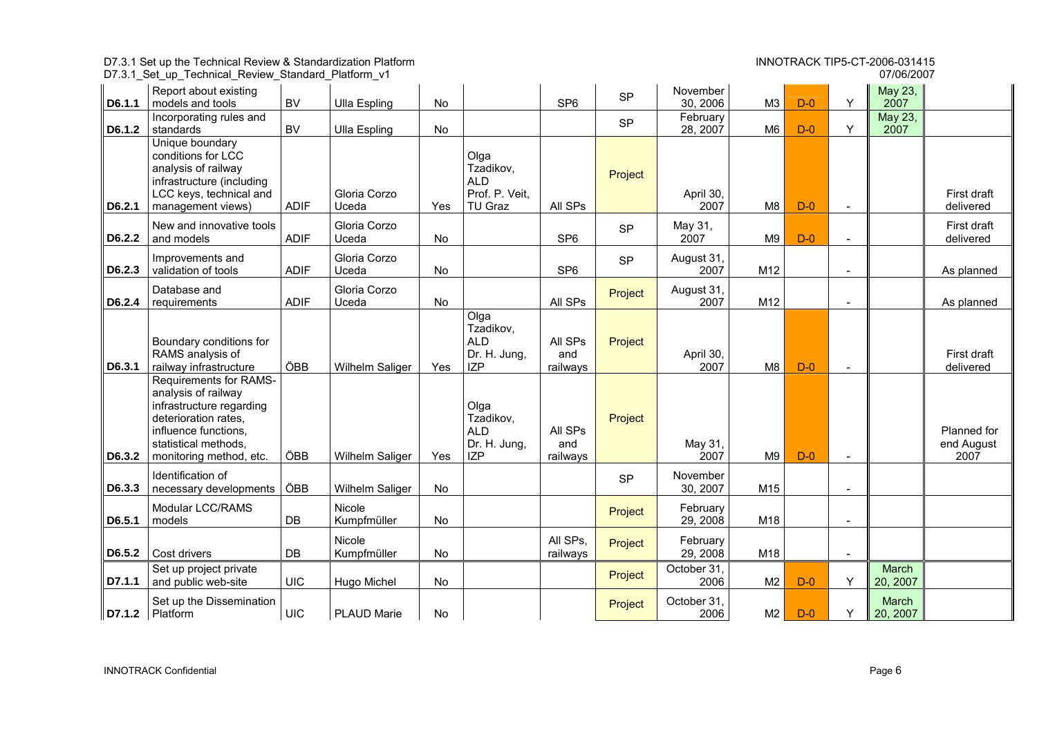| | | | | | | | | | | | | | |
|---|---|---|---|---|---|---|---|---|---|---|---|---|---|
| D6.1.1 | Report about existing models and tools | BV | Ulla Espling | No | | SP6 | SP | November 30, 2006 | M3 | D-0 | Y | May 23, 2007 | |
| D6.1.2 | Incorporating rules and standards | BV | Ulla Espling | No | | | SP | February 28, 2007 | M6 | D-0 | Y | May 23, 2007 | |
| D6.2.1 | Unique boundary conditions for LCC analysis of railway infrastructure (including LCC keys, technical and management views) | ADIF | Gloria Corzo Uceda | Yes | Olga Tzadikov, ALD Prof. P. Veit, TU Graz | All SPs | Project | April 30, 2007 | M8 | D-0 | - | | First draft delivered |
| D6.2.2 | New and innovative tools and models | ADIF | Gloria Corzo Uceda | No | | SP6 | SP | May 31, 2007 | M9 | D-0 | - | | First draft delivered |
| D6.2.3 | Improvements and validation of tools | ADIF | Gloria Corzo Uceda | No | | SP6 | SP | August 31, 2007 | M12 | | - | | As planned |
| D6.2.4 | Database and requirements | ADIF | Gloria Corzo Uceda | No | | All SPs | Project | August 31, 2007 | M12 | | - | | As planned |
| D6.3.1 | Boundary conditions for RAMS analysis of railway infrastructure | ÖBB | Wilhelm Saliger | Yes | Olga Tzadikov, ALD Dr. H. Jung, IZP | All SPs and railways | Project | April 30, 2007 | M8 | D-0 | - | | First draft delivered |
| D6.3.2 | Requirements for RAMS-analysis of railway infrastructure regarding deterioration rates, influence functions, statistical methods, monitoring method, etc. | ÖBB | Wilhelm Saliger | Yes | Olga Tzadikov, ALD Dr. H. Jung, IZP | All SPs and railways | Project | May 31, 2007 | M9 | D-0 | - | | Planned for end August 2007 |
| D6.3.3 | Identification of necessary developments | ÖBB | Wilhelm Saliger | No | | | SP | November 30, 2007 | M15 | | - | | |
| D6.5.1 | Modular LCC/RAMS models | DB | Nicole Kumpfmüller | No | | | Project | February 29, 2008 | M18 | | - | | |
| D6.5.2 | Cost drivers | DB | Nicole Kumpfmüller | No | | All SPs, railways | Project | February 29, 2008 | M18 | | - | | |
| D7.1.1 | Set up project private and public web-site | UIC | Hugo Michel | No | | | Project | October 31, 2006 | M2 | D-0 | Y | March 20, 2007 | |
| D7.1.2 | Set up the Dissemination Platform | UIC | PLAUD Marie | No | | | Project | October 31, 2006 | M2 | D-0 | Y | March 20, 2007 | |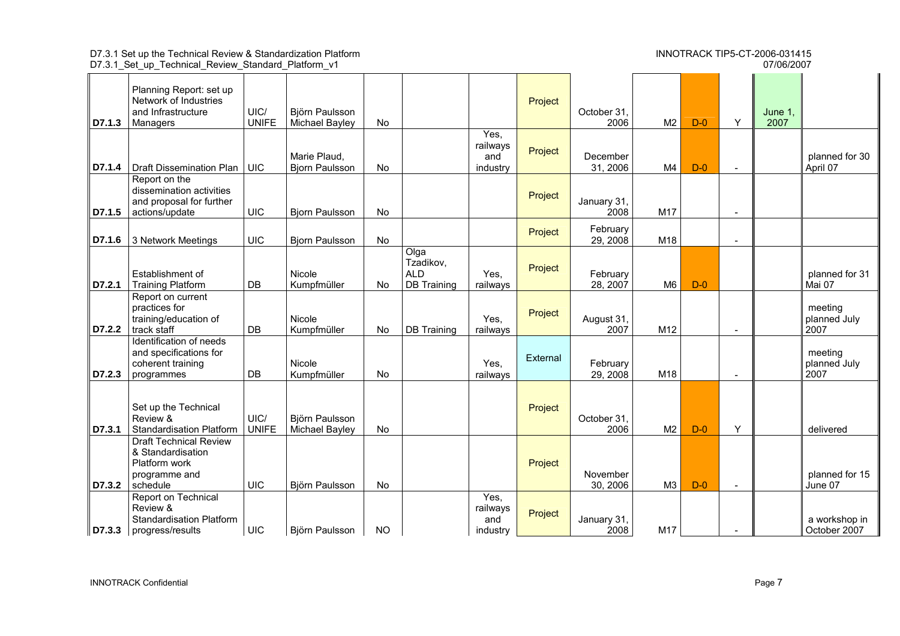| | | | | | | | | | | | | | |
|---|---|---|---|---|---|---|---|---|---|---|---|---|---|
| D7.1.3 | Planning Report: set up Network of Industries and Infrastructure Managers | UIC/ UNIFE | Björn Paulsson Michael Bayley | No | | | Project | October 31, 2006 | M2 | D-0 | Y | June 1, 2007 | |
| D7.1.4 | Draft Dissemination Plan | UIC | Marie Plaud, Bjorn Paulsson | No | | Yes, railways and industry | Project | December 31, 2006 | M4 | D-0 | - | | planned for 30 April 07 |
| D7.1.5 | Report on the dissemination activities and proposal for further actions/update | UIC | Bjorn Paulsson | No | | | Project | January 31, 2008 | M17 | | - | | |
| D7.1.6 | 3 Network Meetings | UIC | Bjorn Paulsson | No | | | Project | February 29, 2008 | M18 | | - | | |
| D7.2.1 | Establishment of Training Platform | DB | Nicole Kumpfmüller | No | Olga Tzadikov, ALD DB Training | Yes, railways | Project | February 28, 2007 | M6 | D-0 | | | planned for 31 Mai 07 |
| D7.2.2 | Report on current practices for training/education of track staff | DB | Nicole Kumpfmüller | No | DB Training | Yes, railways | Project | August 31, 2007 | M12 | | - | | meeting planned July 2007 |
| D7.2.3 | Identification of needs and specifications for coherent training programmes | DB | Nicole Kumpfmüller | No | | Yes, railways | External | February 29, 2008 | M18 | | - | | meeting planned July 2007 |
| D7.3.1 | Set up the Technical Review & Standardisation Platform | UIC/ UNIFE | Björn Paulsson Michael Bayley | No | | | Project | October 31, 2006 | M2 | D-0 | Y | | delivered |
| D7.3.2 | Draft Technical Review & Standardisation Platform work programme and schedule | UIC | Björn Paulsson | No | | | Project | November 30, 2006 | M3 | D-0 | - | | planned for 15 June 07 |
| D7.3.3 | Report on Technical Review & Standardisation Platform progress/results | UIC | Björn Paulsson | NO | | Yes, railways and industry | Project | January 31, 2008 | M17 | | - | | a workshop in October 2007 |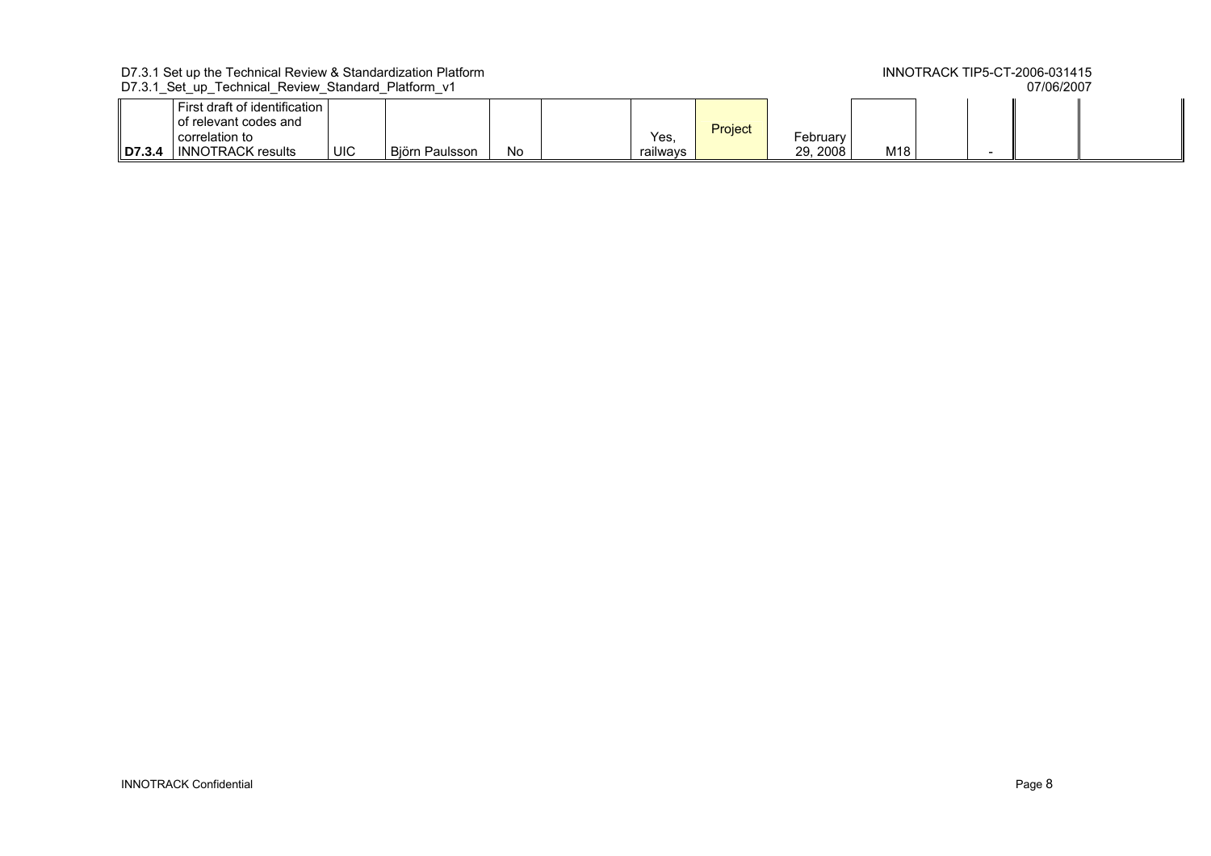| | | | | | | | | | | | | | |
|---|---|---|---|---|---|---|---|---|---|---|---|---|---|
| **D7.3.4** | First draft of identification of relevant codes and correlation to INNOTRACK results | UIC | Björn Paulsson | No | | Yes, railways | Project | February 29, 2008 | M18 | | - | | |